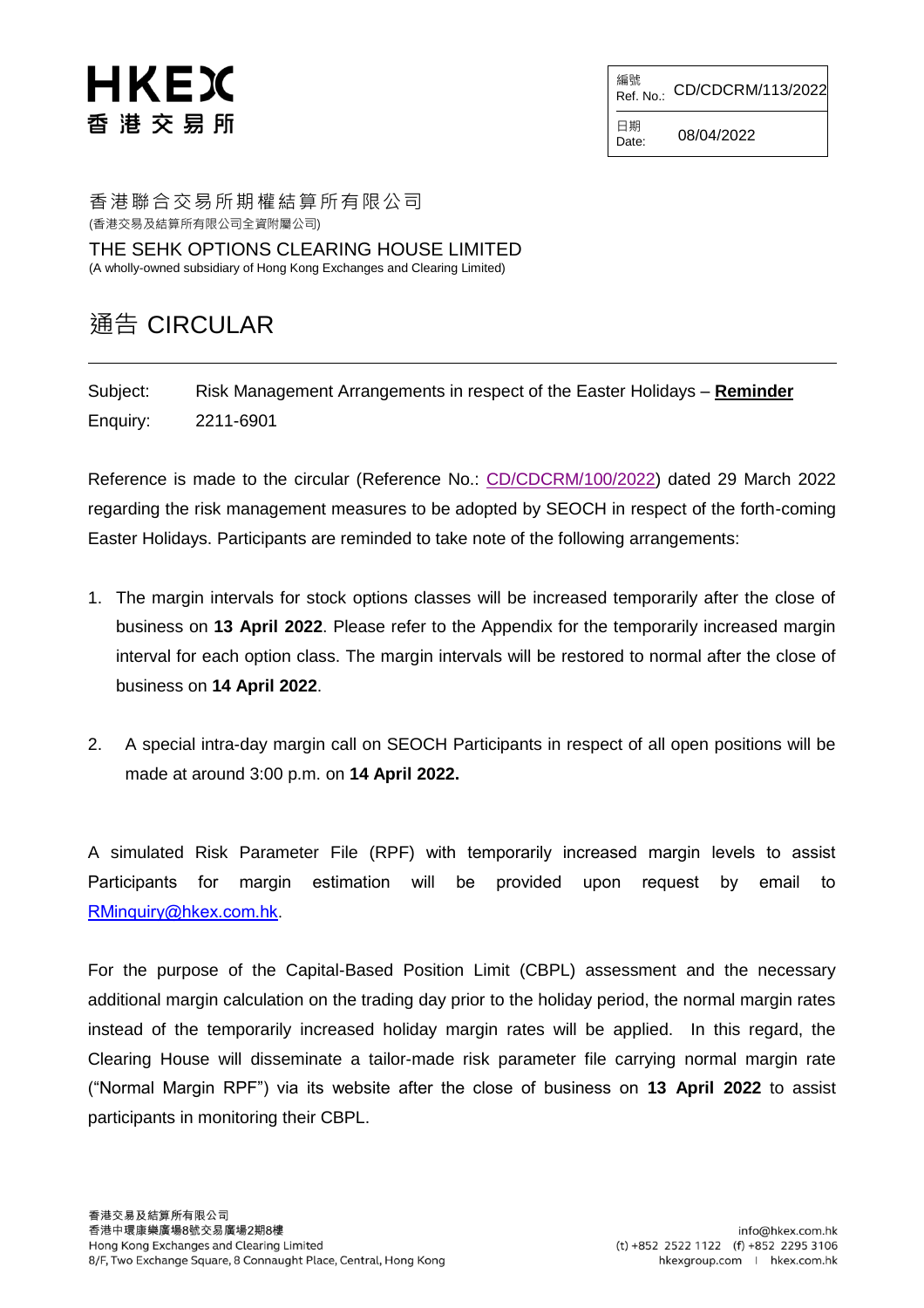HKEX
香港交易所

| 編號 Ref. No.: | CD/CDCRM/113/2022 |
| --- | --- |
| 日期 Date: | 08/04/2022 |

香港聯合交易所期權結算所有限公司
(香港交易及結算所有限公司全資附屬公司)

THE SEHK OPTIONS CLEARING HOUSE LIMITED
(A wholly-owned subsidiary of Hong Kong Exchanges and Clearing Limited)

# 通告 CIRCULAR

Subject: Risk Management Arrangements in respect of the Easter Holidays – **Reminder**

Enquiry: 2211-6901

Reference is made to the circular (Reference No.: CD/CDCRM/100/2022) dated 29 March 2022 regarding the risk management measures to be adopted by SEOCH in respect of the forth-coming Easter Holidays. Participants are reminded to take note of the following arrangements:

1. The margin intervals for stock options classes will be increased temporarily after the close of business on **13 April 2022**. Please refer to the Appendix for the temporarily increased margin interval for each option class. The margin intervals will be restored to normal after the close of business on **14 April 2022**.

2. A special intra-day margin call on SEOCH Participants in respect of all open positions will be made at around 3:00 p.m. on **14 April 2022.**

A simulated Risk Parameter File (RPF) with temporarily increased margin levels to assist Participants for margin estimation will be provided upon request by email to RMinquiry@hkex.com.hk.

For the purpose of the Capital-Based Position Limit (CBPL) assessment and the necessary additional margin calculation on the trading day prior to the holiday period, the normal margin rates instead of the temporarily increased holiday margin rates will be applied. In this regard, the Clearing House will disseminate a tailor-made risk parameter file carrying normal margin rate ("Normal Margin RPF") via its website after the close of business on **13 April 2022** to assist participants in monitoring their CBPL.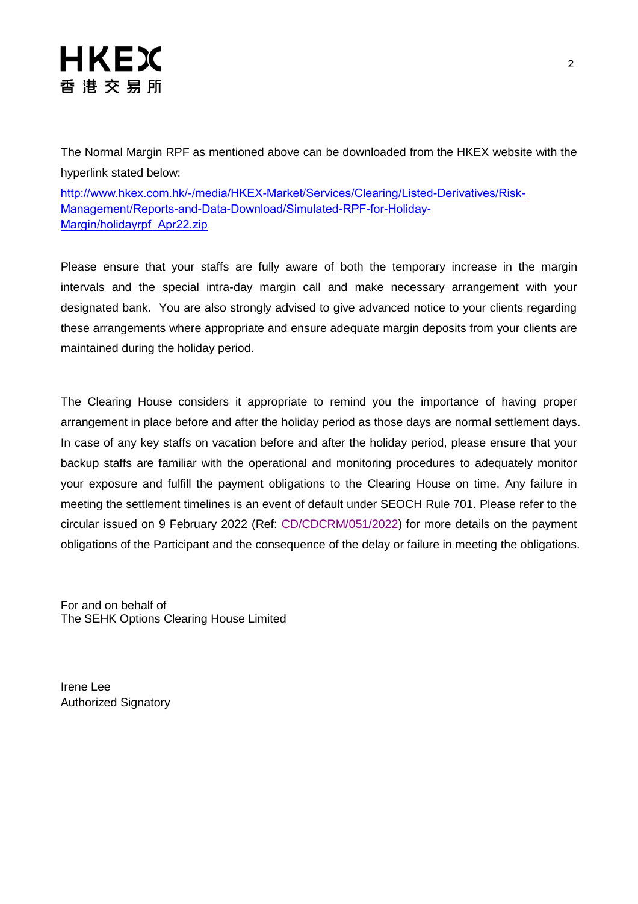The Normal Margin RPF as mentioned above can be downloaded from the HKEX website with the hyperlink stated below:

[http://www.hkex.com.hk/-/media/HKEX-Market/Services/Clearing/Listed-Derivatives/Risk-Management/Reports-and-Data-Download/Simulated-RPF-for-Holiday-Margin/holidayrpf_Apr22.zip](http://www.hkex.com.hk/-/media/HKEX-Market/Services/Clearing/Listed-Derivatives/Risk-Management/Reports-and-Data-Download/Simulated-RPF-for-Holiday-Margin/holidayrpf_Apr22.zip)

Please ensure that your staffs are fully aware of both the temporary increase in the margin intervals and the special intra-day margin call and make necessary arrangement with your designated bank. You are also strongly advised to give advanced notice to your clients regarding these arrangements where appropriate and ensure adequate margin deposits from your clients are maintained during the holiday period.

The Clearing House considers it appropriate to remind you the importance of having proper arrangement in place before and after the holiday period as those days are normal settlement days. In case of any key staffs on vacation before and after the holiday period, please ensure that your backup staffs are familiar with the operational and monitoring procedures to adequately monitor your exposure and fulfill the payment obligations to the Clearing House on time. Any failure in meeting the settlement timelines is an event of default under SEOCH Rule 701. Please refer to the circular issued on 9 February 2022 (Ref: CD/CDCRM/051/2022) for more details on the payment obligations of the Participant and the consequence of the delay or failure in meeting the obligations.

For and on behalf of
The SEHK Options Clearing House Limited

Irene Lee
Authorized Signatory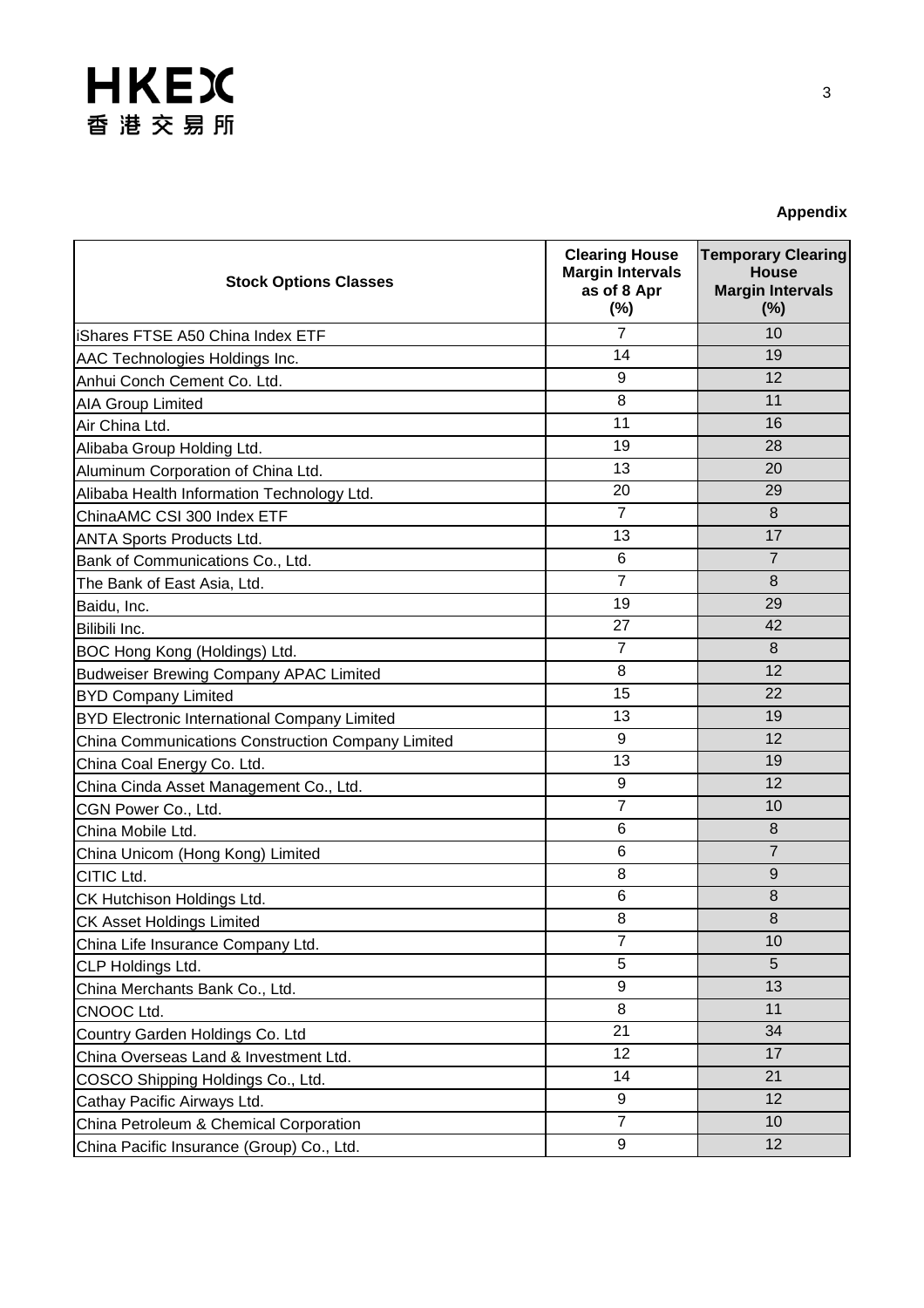**Appendix**

| Stock Options Classes | Clearing House Margin Intervals as of 8 Apr (%) | Temporary Clearing House Margin Intervals (%) |
|---|---|---|
| iShares FTSE A50 China Index ETF | 7 | 10 |
| AAC Technologies Holdings Inc. | 14 | 19 |
| Anhui Conch Cement Co. Ltd. | 9 | 12 |
| AIA Group Limited | 8 | 11 |
| Air China Ltd. | 11 | 16 |
| Alibaba Group Holding Ltd. | 19 | 28 |
| Aluminum Corporation of China Ltd. | 13 | 20 |
| Alibaba Health Information Technology Ltd. | 20 | 29 |
| ChinaAMC CSI 300 Index ETF | 7 | 8 |
| ANTA Sports Products Ltd. | 13 | 17 |
| Bank of Communications Co., Ltd. | 6 | 7 |
| The Bank of East Asia, Ltd. | 7 | 8 |
| Baidu, Inc. | 19 | 29 |
| Bilibili Inc. | 27 | 42 |
| BOC Hong Kong (Holdings) Ltd. | 7 | 8 |
| Budweiser Brewing Company APAC Limited | 8 | 12 |
| BYD Company Limited | 15 | 22 |
| BYD Electronic International Company Limited | 13 | 19 |
| China Communications Construction Company Limited | 9 | 12 |
| China Coal Energy Co. Ltd. | 13 | 19 |
| China Cinda Asset Management Co., Ltd. | 9 | 12 |
| CGN Power Co., Ltd. | 7 | 10 |
| China Mobile Ltd. | 6 | 8 |
| China Unicom (Hong Kong) Limited | 6 | 7 |
| CITIC Ltd. | 8 | 9 |
| CK Hutchison Holdings Ltd. | 6 | 8 |
| CK Asset Holdings Limited | 8 | 8 |
| China Life Insurance Company Ltd. | 7 | 10 |
| CLP Holdings Ltd. | 5 | 5 |
| China Merchants Bank Co., Ltd. | 9 | 13 |
| CNOOC Ltd. | 8 | 11 |
| Country Garden Holdings Co. Ltd | 21 | 34 |
| China Overseas Land & Investment Ltd. | 12 | 17 |
| COSCO Shipping Holdings Co., Ltd. | 14 | 21 |
| Cathay Pacific Airways Ltd. | 9 | 12 |
| China Petroleum & Chemical Corporation | 7 | 10 |
| China Pacific Insurance (Group) Co., Ltd. | 9 | 12 |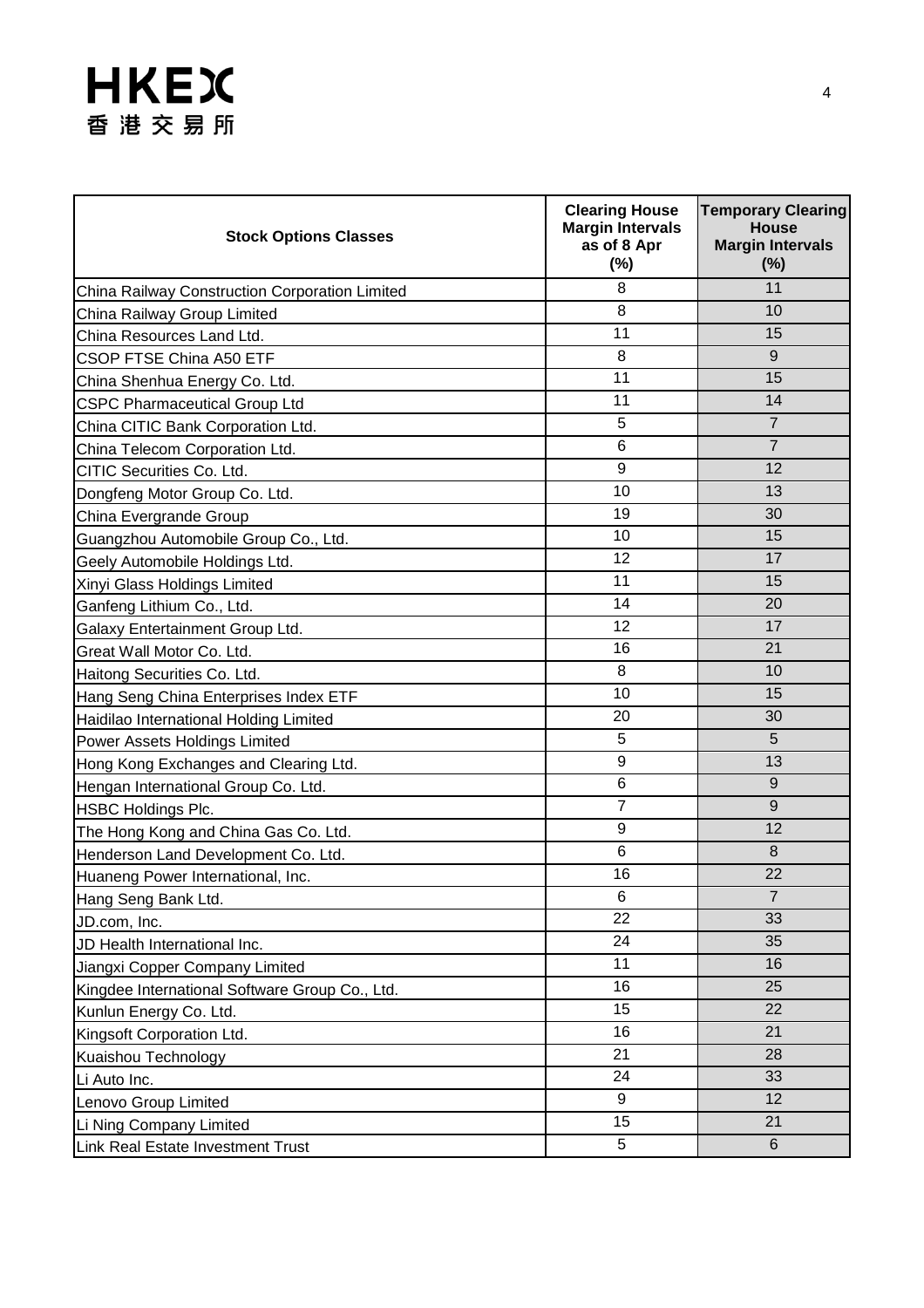| Stock Options Classes | Clearing House Margin Intervals as of 8 Apr (%) | Temporary Clearing House Margin Intervals (%) |
|---|---|---|
| China Railway Construction Corporation Limited | 8 | 11 |
| China Railway Group Limited | 8 | 10 |
| China Resources Land Ltd. | 11 | 15 |
| CSOP FTSE China A50 ETF | 8 | 9 |
| China Shenhua Energy Co. Ltd. | 11 | 15 |
| CSPC Pharmaceutical Group Ltd | 11 | 14 |
| China CITIC Bank Corporation Ltd. | 5 | 7 |
| China Telecom Corporation Ltd. | 6 | 7 |
| CITIC Securities Co. Ltd. | 9 | 12 |
| Dongfeng Motor Group Co. Ltd. | 10 | 13 |
| China Evergrande Group | 19 | 30 |
| Guangzhou Automobile Group Co., Ltd. | 10 | 15 |
| Geely Automobile Holdings Ltd. | 12 | 17 |
| Xinyi Glass Holdings Limited | 11 | 15 |
| Ganfeng Lithium Co., Ltd. | 14 | 20 |
| Galaxy Entertainment Group Ltd. | 12 | 17 |
| Great Wall Motor Co. Ltd. | 16 | 21 |
| Haitong Securities Co. Ltd. | 8 | 10 |
| Hang Seng China Enterprises Index ETF | 10 | 15 |
| Haidilao International Holding Limited | 20 | 30 |
| Power Assets Holdings Limited | 5 | 5 |
| Hong Kong Exchanges and Clearing Ltd. | 9 | 13 |
| Hengan International Group Co. Ltd. | 6 | 9 |
| HSBC Holdings Plc. | 7 | 9 |
| The Hong Kong and China Gas Co. Ltd. | 9 | 12 |
| Henderson Land Development Co. Ltd. | 6 | 8 |
| Huaneng Power International, Inc. | 16 | 22 |
| Hang Seng Bank Ltd. | 6 | 7 |
| JD.com, Inc. | 22 | 33 |
| JD Health International Inc. | 24 | 35 |
| Jiangxi Copper Company Limited | 11 | 16 |
| Kingdee International Software Group Co., Ltd. | 16 | 25 |
| Kunlun Energy Co. Ltd. | 15 | 22 |
| Kingsoft Corporation Ltd. | 16 | 21 |
| Kuaishou Technology | 21 | 28 |
| Li Auto Inc. | 24 | 33 |
| Lenovo Group Limited | 9 | 12 |
| Li Ning Company Limited | 15 | 21 |
| Link Real Estate Investment Trust | 5 | 6 |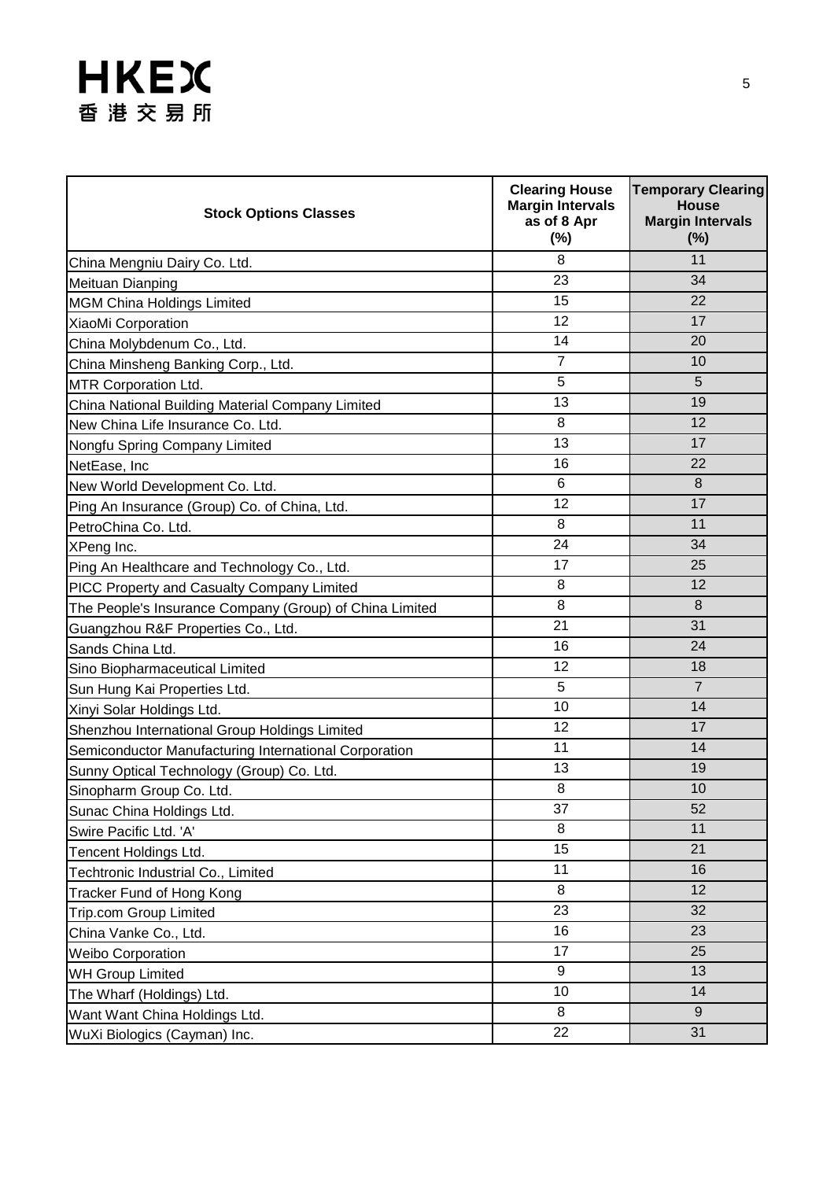| Stock Options Classes | Clearing House Margin Intervals as of 8 Apr (%) | Temporary Clearing House Margin Intervals (%) |
|---|---|---|
| China Mengniu Dairy Co. Ltd. | 8 | 11 |
| Meituan Dianping | 23 | 34 |
| MGM China Holdings Limited | 15 | 22 |
| XiaoMi Corporation | 12 | 17 |
| China Molybdenum Co., Ltd. | 14 | 20 |
| China Minsheng Banking Corp., Ltd. | 7 | 10 |
| MTR Corporation Ltd. | 5 | 5 |
| China National Building Material Company Limited | 13 | 19 |
| New China Life Insurance Co. Ltd. | 8 | 12 |
| Nongfu Spring Company Limited | 13 | 17 |
| NetEase, Inc | 16 | 22 |
| New World Development Co. Ltd. | 6 | 8 |
| Ping An Insurance (Group) Co. of China, Ltd. | 12 | 17 |
| PetroChina Co. Ltd. | 8 | 11 |
| XPeng Inc. | 24 | 34 |
| Ping An Healthcare and Technology Co., Ltd. | 17 | 25 |
| PICC Property and Casualty Company Limited | 8 | 12 |
| The People's Insurance Company (Group) of China Limited | 8 | 8 |
| Guangzhou R&F Properties Co., Ltd. | 21 | 31 |
| Sands China Ltd. | 16 | 24 |
| Sino Biopharmaceutical Limited | 12 | 18 |
| Sun Hung Kai Properties Ltd. | 5 | 7 |
| Xinyi Solar Holdings Ltd. | 10 | 14 |
| Shenzhou International Group Holdings Limited | 12 | 17 |
| Semiconductor Manufacturing International Corporation | 11 | 14 |
| Sunny Optical Technology (Group) Co. Ltd. | 13 | 19 |
| Sinopharm Group Co. Ltd. | 8 | 10 |
| Sunac China Holdings Ltd. | 37 | 52 |
| Swire Pacific Ltd. 'A' | 8 | 11 |
| Tencent Holdings Ltd. | 15 | 21 |
| Techtronic Industrial Co., Limited | 11 | 16 |
| Tracker Fund of Hong Kong | 8 | 12 |
| Trip.com Group Limited | 23 | 32 |
| China Vanke Co., Ltd. | 16 | 23 |
| Weibo Corporation | 17 | 25 |
| WH Group Limited | 9 | 13 |
| The Wharf (Holdings) Ltd. | 10 | 14 |
| Want Want China Holdings Ltd. | 8 | 9 |
| WuXi Biologics (Cayman) Inc. | 22 | 31 |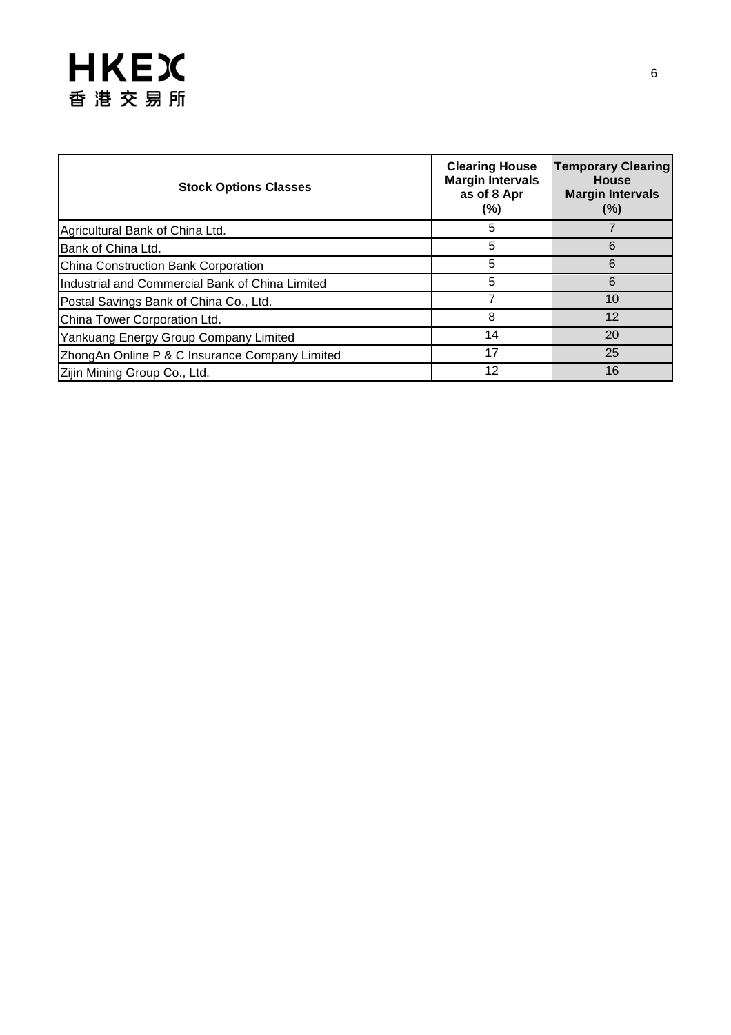| Stock Options Classes | Clearing House Margin Intervals as of 8 Apr (%) | Temporary Clearing House Margin Intervals (%) |
|---|---|---|
| Agricultural Bank of China Ltd. | 5 | 7 |
| Bank of China Ltd. | 5 | 6 |
| China Construction Bank Corporation | 5 | 6 |
| Industrial and Commercial Bank of China Limited | 5 | 6 |
| Postal Savings Bank of China Co., Ltd. | 7 | 10 |
| China Tower Corporation Ltd. | 8 | 12 |
| Yankuang Energy Group Company Limited | 14 | 20 |
| ZhongAn Online P & C Insurance Company Limited | 17 | 25 |
| Zijin Mining Group Co., Ltd. | 12 | 16 |